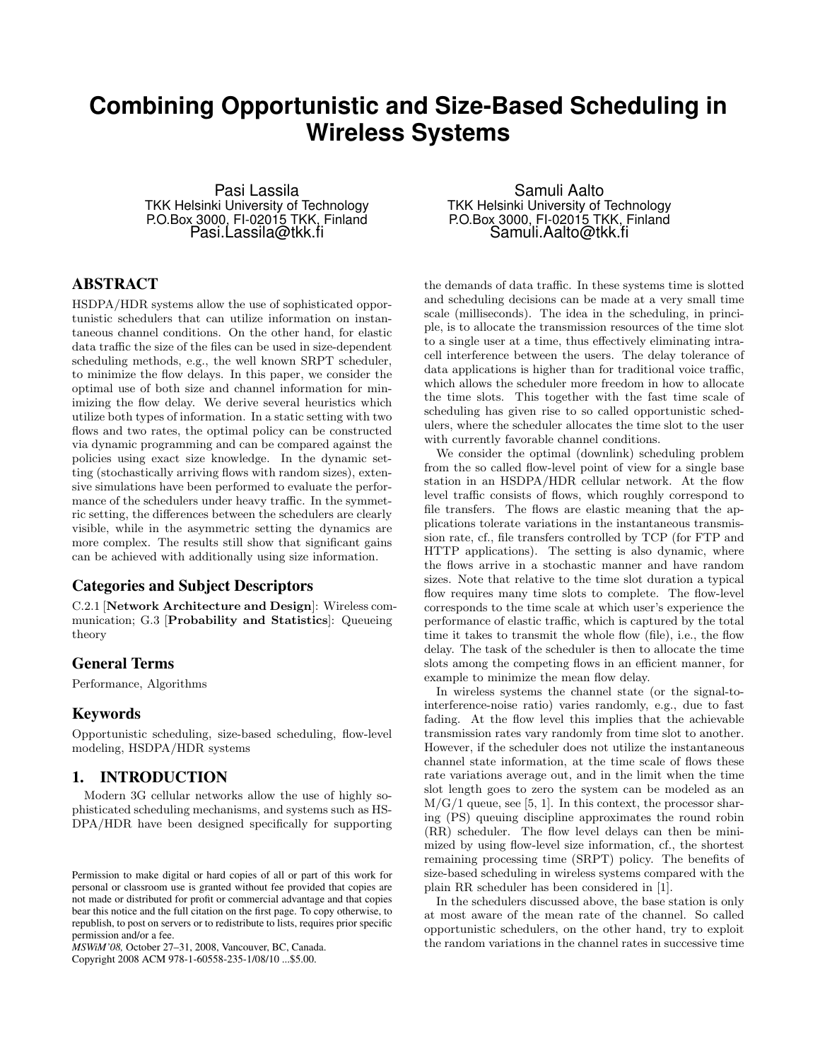# Combining Opportunistic and Size-Based Scheduling in Wireless Systems

Pasi Lassila
TKK Helsinki University of Technology
P.O.Box 3000, FI-02015 TKK, Finland
Pasi.Lassila@tkk.fi

Samuli Aalto
TKK Helsinki University of Technology
P.O.Box 3000, FI-02015 TKK, Finland
Samuli.Aalto@tkk.fi

## ABSTRACT

HSDPA/HDR systems allow the use of sophisticated opportunistic schedulers that can utilize information on instantaneous channel conditions. On the other hand, for elastic data traffic the size of the files can be used in size-dependent scheduling methods, e.g., the well known SRPT scheduler, to minimize the flow delays. In this paper, we consider the optimal use of both size and channel information for minimizing the flow delay. We derive several heuristics which utilize both types of information. In a static setting with two flows and two rates, the optimal policy can be constructed via dynamic programming and can be compared against the policies using exact size knowledge. In the dynamic setting (stochastically arriving flows with random sizes), extensive simulations have been performed to evaluate the performance of the schedulers under heavy traffic. In the symmetric setting, the differences between the schedulers are clearly visible, while in the asymmetric setting the dynamics are more complex. The results still show that significant gains can be achieved with additionally using size information.

### Categories and Subject Descriptors

C.2.1 [**Network Architecture and Design**]: Wireless communication; G.3 [**Probability and Statistics**]: Queueing theory

### General Terms

Performance, Algorithms

### Keywords

Opportunistic scheduling, size-based scheduling, flow-level modeling, HSDPA/HDR systems

## 1. INTRODUCTION

Modern 3G cellular networks allow the use of highly sophisticated scheduling mechanisms, and systems such as HSDPA/HDR have been designed specifically for supporting the demands of data traffic. In these systems time is slotted and scheduling decisions can be made at a very small time scale (milliseconds). The idea in the scheduling, in principle, is to allocate the transmission resources of the time slot to a single user at a time, thus effectively eliminating intra-cell interference between the users. The delay tolerance of data applications is higher than for traditional voice traffic, which allows the scheduler more freedom in how to allocate the time slots. This together with the fast time scale of scheduling has given rise to so called opportunistic schedulers, where the scheduler allocates the time slot to the user with currently favorable channel conditions.

We consider the optimal (downlink) scheduling problem from the so called flow-level point of view for a single base station in an HSDPA/HDR cellular network. At the flow level traffic consists of flows, which roughly correspond to file transfers. The flows are elastic meaning that the applications tolerate variations in the instantaneous transmission rate, cf., file transfers controlled by TCP (for FTP and HTTP applications). The setting is also dynamic, where the flows arrive in a stochastic manner and have random sizes. Note that relative to the time slot duration a typical flow requires many time slots to complete. The flow-level corresponds to the time scale at which user's experience the performance of elastic traffic, which is captured by the total time it takes to transmit the whole flow (file), i.e., the flow delay. The task of the scheduler is then to allocate the time slots among the competing flows in an efficient manner, for example to minimize the mean flow delay.

In wireless systems the channel state (or the signal-to-interference-noise ratio) varies randomly, e.g., due to fast fading. At the flow level this implies that the achievable transmission rates vary randomly from time slot to another. However, if the scheduler does not utilize the instantaneous channel state information, at the time scale of flows these rate variations average out, and in the limit when the time slot length goes to zero the system can be modeled as an M/G/1 queue, see [5, 1]. In this context, the processor sharing (PS) queuing discipline approximates the round robin (RR) scheduler. The flow level delays can then be minimized by using flow-level size information, cf., the shortest remaining processing time (SRPT) policy. The benefits of size-based scheduling in wireless systems compared with the plain RR scheduler has been considered in [1].

In the schedulers discussed above, the base station is only at most aware of the mean rate of the channel. So called opportunistic schedulers, on the other hand, try to exploit the random variations in the channel rates in successive time

Permission to make digital or hard copies of all or part of this work for personal or classroom use is granted without fee provided that copies are not made or distributed for profit or commercial advantage and that copies bear this notice and the full citation on the first page. To copy otherwise, to republish, to post on servers or to redistribute to lists, requires prior specific permission and/or a fee.
*MSWiM'08,* October 27–31, 2008, Vancouver, BC, Canada.
Copyright 2008 ACM 978-1-60558-235-1/08/10 ...$5.00.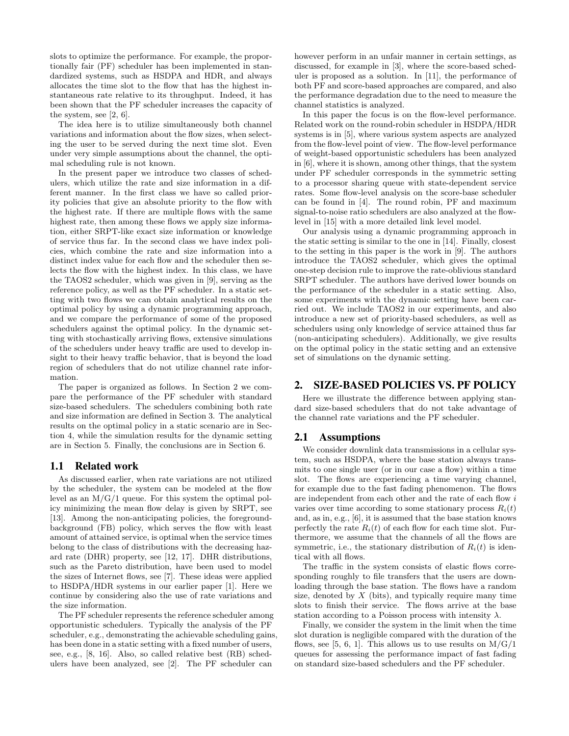slots to optimize the performance. For example, the proportionally fair (PF) scheduler has been implemented in standardized systems, such as HSDPA and HDR, and always allocates the time slot to the flow that has the highest instantaneous rate relative to its throughput. Indeed, it has been shown that the PF scheduler increases the capacity of the system, see [2, 6].

The idea here is to utilize simultaneously both channel variations and information about the flow sizes, when selecting the user to be served during the next time slot. Even under very simple assumptions about the channel, the optimal scheduling rule is not known.

In the present paper we introduce two classes of schedulers, which utilize the rate and size information in a different manner. In the first class we have so called priority policies that give an absolute priority to the flow with the highest rate. If there are multiple flows with the same highest rate, then among these flows we apply size information, either SRPT-like exact size information or knowledge of service thus far. In the second class we have index policies, which combine the rate and size information into a distinct index value for each flow and the scheduler then selects the flow with the highest index. In this class, we have the TAOS2 scheduler, which was given in [9], serving as the reference policy, as well as the PF scheduler. In a static setting with two flows we can obtain analytical results on the optimal policy by using a dynamic programming approach, and we compare the performance of some of the proposed schedulers against the optimal policy. In the dynamic setting with stochastically arriving flows, extensive simulations of the schedulers under heavy traffic are used to develop insight to their heavy traffic behavior, that is beyond the load region of schedulers that do not utilize channel rate information.

The paper is organized as follows. In Section 2 we compare the performance of the PF scheduler with standard size-based schedulers. The schedulers combining both rate and size information are defined in Section 3. The analytical results on the optimal policy in a static scenario are in Section 4, while the simulation results for the dynamic setting are in Section 5. Finally, the conclusions are in Section 6.

### 1.1 Related work

As discussed earlier, when rate variations are not utilized by the scheduler, the system can be modeled at the flow level as an M/G/1 queue. For this system the optimal policy minimizing the mean flow delay is given by SRPT, see [13]. Among the non-anticipating policies, the foreground-background (FB) policy, which serves the flow with least amount of attained service, is optimal when the service times belong to the class of distributions with the decreasing hazard rate (DHR) property, see [12, 17]. DHR distributions, such as the Pareto distribution, have been used to model the sizes of Internet flows, see [7]. These ideas were applied to HSDPA/HDR systems in our earlier paper [1]. Here we continue by considering also the use of rate variations and the size information.

The PF scheduler represents the reference scheduler among opportunistic schedulers. Typically the analysis of the PF scheduler, e.g., demonstrating the achievable scheduling gains, has been done in a static setting with a fixed number of users, see, e.g., [8, 16]. Also, so called relative best (RB) schedulers have been analyzed, see [2]. The PF scheduler can however perform in an unfair manner in certain settings, as discussed, for example in [3], where the score-based scheduler is proposed as a solution. In [11], the performance of both PF and score-based approaches are compared, and also the performance degradation due to the need to measure the channel statistics is analyzed.

In this paper the focus is on the flow-level performance. Related work on the round-robin scheduler in HSDPA/HDR systems is in [5], where various system aspects are analyzed from the flow-level point of view. The flow-level performance of weight-based opportunistic schedulers has been analyzed in [6], where it is shown, among other things, that the system under PF scheduler corresponds in the symmetric setting to a processor sharing queue with state-dependent service rates. Some flow-level analysis on the score-base scheduler can be found in [4]. The round robin, PF and maximum signal-to-noise ratio schedulers are also analyzed at the flow-level in [15] with a more detailed link level model.

Our analysis using a dynamic programming approach in the static setting is similar to the one in [14]. Finally, closest to the setting in this paper is the work in [9]. The authors introduce the TAOS2 scheduler, which gives the optimal one-step decision rule to improve the rate-oblivious standard SRPT scheduler. The authors have derived lower bounds on the performance of the scheduler in a static setting. Also, some experiments with the dynamic setting have been carried out. We include TAOS2 in our experiments, and also introduce a new set of priority-based schedulers, as well as schedulers using only knowledge of service attained thus far (non-anticipating schedulers). Additionally, we give results on the optimal policy in the static setting and an extensive set of simulations on the dynamic setting.

## 2. SIZE-BASED POLICIES VS. PF POLICY

Here we illustrate the difference between applying standard size-based schedulers that do not take advantage of the channel rate variations and the PF scheduler.

### 2.1 Assumptions

We consider downlink data transmissions in a cellular system, such as HSDPA, where the base station always transmits to one single user (or in our case a flow) within a time slot. The flows are experiencing a time varying channel, for example due to the fast fading phenomenon. The flows are independent from each other and the rate of each flow $i$ varies over time according to some stationary process $R_i(t)$ and, as in, e.g., [6], it is assumed that the base station knows perfectly the rate $R_i(t)$ of each flow for each time slot. Furthermore, we assume that the channels of all the flows are symmetric, i.e., the stationary distribution of $R_i(t)$ is identical with all flows.

The traffic in the system consists of elastic flows corresponding roughly to file transfers that the users are downloading through the base station. The flows have a random size, denoted by $X$ (bits), and typically require many time slots to finish their service. The flows arrive at the base station according to a Poisson process with intensity $\lambda$.

Finally, we consider the system in the limit when the time slot duration is negligible compared with the duration of the flows, see [5, 6, 1]. This allows us to use results on M/G/1 queues for assessing the performance impact of fast fading on standard size-based schedulers and the PF scheduler.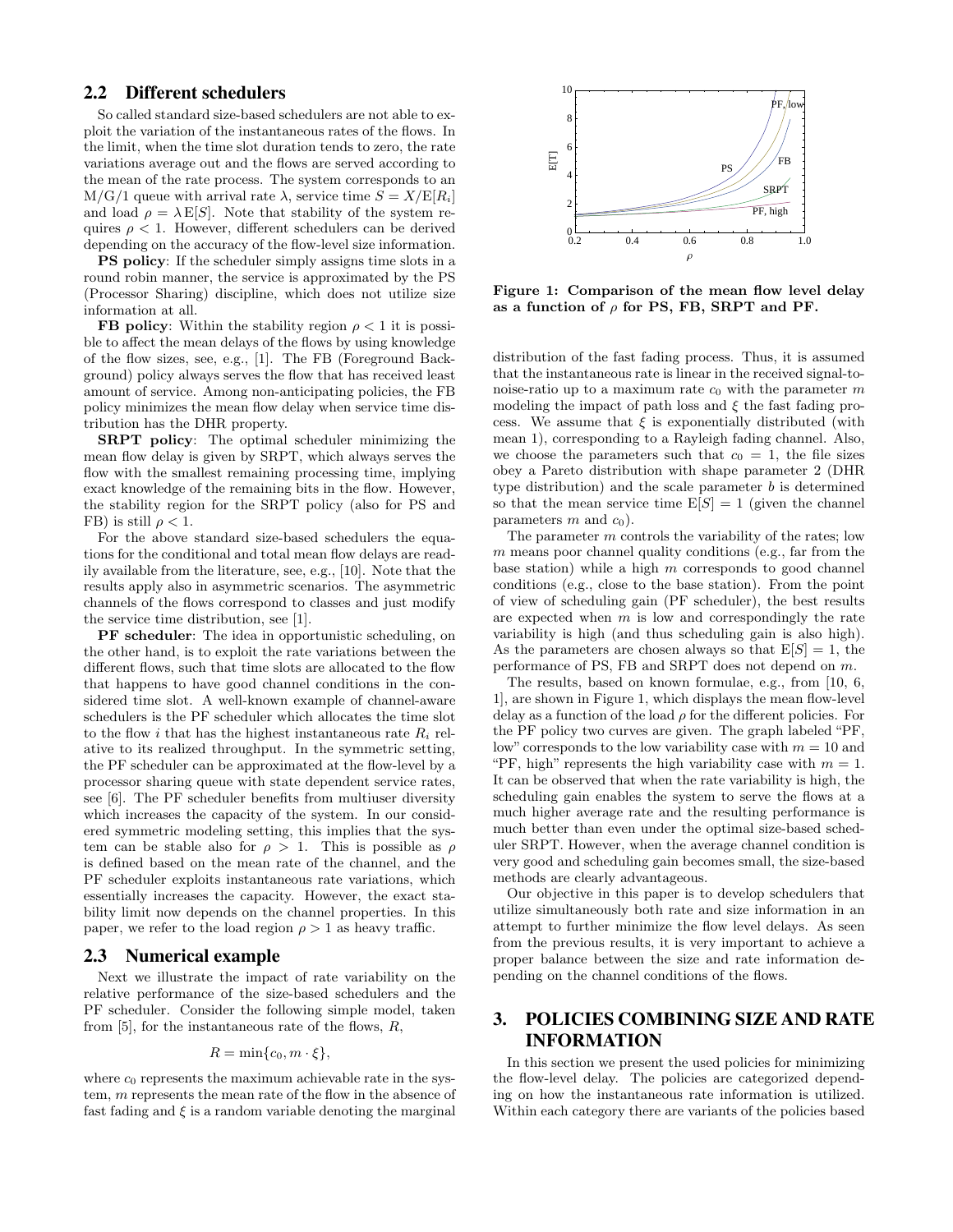## 2.2 Different schedulers

So called standard size-based schedulers are not able to exploit the variation of the instantaneous rates of the flows. In the limit, when the time slot duration tends to zero, the rate variations average out and the flows are served according to the mean of the rate process. The system corresponds to an M/G/1 queue with arrival rate $\lambda$, service time $S = X/\mathrm{E}[R_i]$ and load $\rho = \lambda \mathrm{E}[S]$. Note that stability of the system requires $\rho < 1$. However, different schedulers can be derived depending on the accuracy of the flow-level size information.

**PS policy**: If the scheduler simply assigns time slots in a round robin manner, the service is approximated by the PS (Processor Sharing) discipline, which does not utilize size information at all.

**FB policy**: Within the stability region $\rho < 1$ it is possible to affect the mean delays of the flows by using knowledge of the flow sizes, see, e.g., [1]. The FB (Foreground Background) policy always serves the flow that has received least amount of service. Among non-anticipating policies, the FB policy minimizes the mean flow delay when service time distribution has the DHR property.

**SRPT policy**: The optimal scheduler minimizing the mean flow delay is given by SRPT, which always serves the flow with the smallest remaining processing time, implying exact knowledge of the remaining bits in the flow. However, the stability region for the SRPT policy (also for PS and FB) is still $\rho < 1$.

For the above standard size-based schedulers the equations for the conditional and total mean flow delays are readily available from the literature, see, e.g., [10]. Note that the results apply also in asymmetric scenarios. The asymmetric channels of the flows correspond to classes and just modify the service time distribution, see [1].

**PF scheduler**: The idea in opportunistic scheduling, on the other hand, is to exploit the rate variations between the different flows, such that time slots are allocated to the flow that happens to have good channel conditions in the considered time slot. A well-known example of channel-aware schedulers is the PF scheduler which allocates the time slot to the flow $i$ that has the highest instantaneous rate $R_i$ relative to its realized throughput. In the symmetric setting, the PF scheduler can be approximated at the flow-level by a processor sharing queue with state dependent service rates, see [6]. The PF scheduler benefits from multiuser diversity which increases the capacity of the system. In our considered symmetric modeling setting, this implies that the system can be stable also for $\rho > 1$. This is possible as $\rho$ is defined based on the mean rate of the channel, and the PF scheduler exploits instantaneous rate variations, which essentially increases the capacity. However, the exact stability limit now depends on the channel properties. In this paper, we refer to the load region $\rho > 1$ as heavy traffic.

## 2.3 Numerical example

Next we illustrate the impact of rate variability on the relative performance of the size-based schedulers and the PF scheduler. Consider the following simple model, taken from [5], for the instantaneous rate of the flows, $R$,

$$R = \min\{c_0, m \cdot \xi\},$$

where $c_0$ represents the maximum achievable rate in the system, $m$ represents the mean rate of the flow in the absence of fast fading and $\xi$ is a random variable denoting the marginal distribution of the fast fading process. Thus, it is assumed that the instantaneous rate is linear in the received signal-to-noise-ratio up to a maximum rate $c_0$ with the parameter $m$ modeling the impact of path loss and $\xi$ the fast fading process. We assume that $\xi$ is exponentially distributed (with mean 1), corresponding to a Rayleigh fading channel. Also, we choose the parameters such that $c_0 = 1$, the file sizes obey a Pareto distribution with shape parameter 2 (DHR type distribution) and the scale parameter $b$ is determined so that the mean service time $\mathrm{E}[S] = 1$ (given the channel parameters $m$ and $c_0$).

The parameter $m$ controls the variability of the rates; low $m$ means poor channel quality conditions (e.g., far from the base station) while a high $m$ corresponds to good channel conditions (e.g., close to the base station). From the point of view of scheduling gain (PF scheduler), the best results are expected when $m$ is low and correspondingly the rate variability is high (and thus scheduling gain is also high). As the parameters are chosen always so that $\mathrm{E}[S] = 1$, the performance of PS, FB and SRPT does not depend on $m$.

Figure 1: Comparison of the mean flow level delay as a function of $\rho$ for PS, FB, SRPT and PF.

The results, based on known formulae, e.g., from [10, 6, 1], are shown in Figure 1, which displays the mean flow-level delay as a function of the load $\rho$ for the different policies. For the PF policy two curves are given. The graph labeled "PF, low" corresponds to the low variability case with $m = 10$ and "PF, high" represents the high variability case with $m = 1$. It can be observed that when the rate variability is high, the scheduling gain enables the system to serve the flows at a much higher average rate and the resulting performance is much better than even under the optimal size-based scheduler SRPT. However, when the average channel condition is very good and scheduling gain becomes small, the size-based methods are clearly advantageous.

Our objective in this paper is to develop schedulers that utilize simultaneously both rate and size information in an attempt to further minimize the flow level delays. As seen from the previous results, it is very important to achieve a proper balance between the size and rate information depending on the channel conditions of the flows.

# 3. POLICIES COMBINING SIZE AND RATE INFORMATION

In this section we present the used policies for minimizing the flow-level delay. The policies are categorized depending on how the instantaneous rate information is utilized. Within each category there are variants of the policies based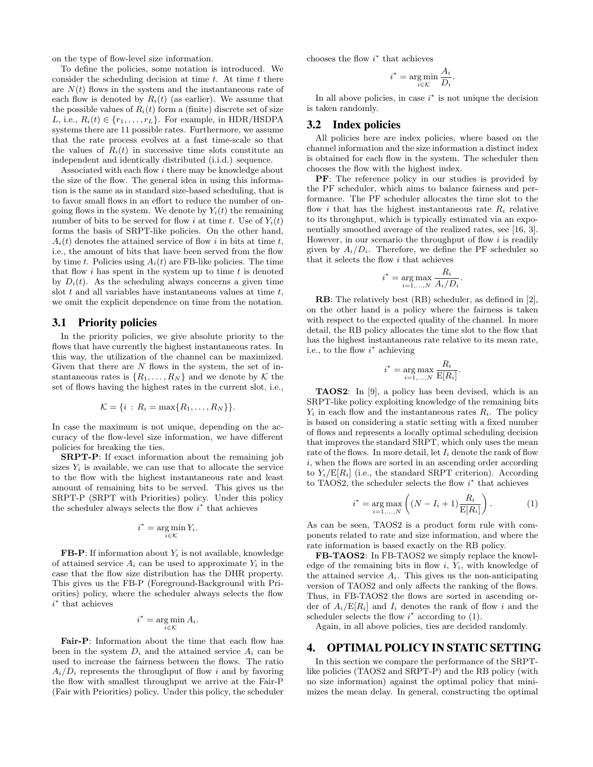on the type of flow-level size information.

To define the policies, some notation is introduced. We consider the scheduling decision at time $t$. At time $t$ there are $N(t)$ flows in the system and the instantaneous rate of each flow is denoted by $R_i(t)$ (as earlier). We assume that the possible values of $R_i(t)$ form a (finite) discrete set of size $L$, i.e., $R_i(t) \in \{r_1, \ldots, r_L\}$. For example, in HDR/HSDPA systems there are 11 possible rates. Furthermore, we assume that the rate process evolves at a fast time-scale so that the values of $R_i(t)$ in successive time slots constitute an independent and identically distributed (i.i.d.) sequence.

Associated with each flow $i$ there may be knowledge about the size of the flow. The general idea in using this information is the same as in standard size-based scheduling, that is to favor small flows in an effort to reduce the number of ongoing flows in the system. We denote by $Y_i(t)$ the remaining number of bits to be served for flow $i$ at time $t$. Use of $Y_i(t)$ forms the basis of SRPT-like policies. On the other hand, $A_i(t)$ denotes the attained service of flow $i$ in bits at time $t$, i.e., the amount of bits that have been served from the flow by time $t$. Policies using $A_i(t)$ are FB-like policies. The time that flow $i$ has spent in the system up to time $t$ is denoted by $D_i(t)$. As the scheduling always concerns a given time slot $t$ and all variables have instantaneous values at time $t$, we omit the explicit dependence on time from the notation.

## 3.1 Priority policies

In the priority policies, we give absolute priority to the flows that have currently the highest instantaneous rates. In this way, the utilization of the channel can be maximized. Given that there are $N$ flows in the system, the set of instantaneous rates is $\{R_1, \ldots, R_N\}$ and we denote by $\mathcal{K}$ the set of flows having the highest rates in the current slot, i.e.,

$$\mathcal{K} = \{i \, : \, R_i = \max\{R_1, \ldots, R_N\}\}.$$

In case the maximum is not unique, depending on the accuracy of the flow-level size information, we have different policies for breaking the ties.

**SRPT-P**: If exact information about the remaining job sizes $Y_i$ is available, we can use that to allocate the service to the flow with the highest instantaneous rate and least amount of remaining bits to be served. This gives us the SRPT-P (SRPT with Priorities) policy. Under this policy the scheduler always selects the flow $i^*$ that achieves

$$i^* = \arg\min_{i \in \mathcal{K}} Y_i.$$

**FB-P**: If information about $Y_i$ is not available, knowledge of attained service $A_i$ can be used to approximate $Y_i$ in the case that the flow size distribution has the DHR property. This gives us the FB-P (Foreground-Background with Priorities) policy. Under this policy, the scheduler always selects the flow $i^*$ that achieves

$$i^* = \arg\min_{i \in \mathcal{K}} A_i.$$

**Fair-P**: Information about the time that each flow has been in the system $D_i$ and the attained service $A_i$ can be used to increase the fairness between the flows. The ratio $A_i/D_i$ represents the throughput of flow $i$ and by favoring the flow with smallest throughput we arrive at the Fair-P (Fair with Priorities) policy. Under this policy, the scheduler chooses the flow $i^*$ that achieves

$$i^* = \arg\min_{i \in \mathcal{K}} \frac{A_i}{D_i}.$$

In all above policies, in case $i^*$ is not unique the decision is taken randomly.

## 3.2 Index policies

All policies here are index policies, where based on the channel information and the size information a distinct index is obtained for each flow in the system. The scheduler then chooses the flow with the highest index.

**PF**: The reference policy in our studies is provided by the PF scheduler, which aims to balance fairness and performance. The PF scheduler allocates the time slot to the flow $i$ that has the highest instantaneous rate $R_i$ relative to its throughput, which is typically estimated via an exponentially smoothed average of the realized rates, see [16, 3]. However, in our scenario the throughput of flow $i$ is readily given by $A_i/D_i$. Therefore, we define the PF scheduler so that it selects the flow $i$ that achieves

$$i^* = \arg\max_{i=1,\ldots,N} \frac{R_i}{A_i/D_i}.$$

**RB**: The relatively best (RB) scheduler, as defined in [2], on the other hand is a policy where the fairness is taken with respect to the expected quality of the channel. In more detail, the RB policy allocates the time slot to the flow that has the highest instantaneous rate relative to its mean rate, i.e., to the flow $i^*$ achieving

$$i^* = \arg\max_{i=1,\ldots,N} \frac{R_i}{\mathrm{E}[R_i]}.$$

**TAOS2**: In [9], a policy has been devised, which is an SRPT-like policy exploiting knowledge of the remaining bits $Y_i$ in each flow and the instantaneous rates $R_i$. The policy is based on considering a static setting with a fixed number of flows and represents a locally optimal scheduling decision that improves the standard SRPT, which only uses the mean rate of the flows. In more detail, let $I_i$ denote the rank of flow $i$, when the flows are sorted in an ascending order according to $Y_i/\mathrm{E}[R_i]$ (i.e., the standard SRPT criterion). According to TAOS2, the scheduler selects the flow $i^*$ that achieves

$$i^* = \arg\max_{i=1,\ldots,N} \left( (N - I_i + 1) \frac{R_i}{\mathrm{E}[R_i]} \right). \tag{1}$$

As can be seen, TAOS2 is a product form rule with components related to rate and size information, and where the rate information is based exactly on the RB policy.

**FB-TAOS2**: In FB-TAOS2 we simply replace the knowledge of the remaining bits in flow $i$, $Y_i$, with knowledge of the attained service $A_i$. This gives us the non-anticipating version of TAOS2 and only affects the ranking of the flows. Thus, in FB-TAOS2 the flows are sorted in ascending order of $A_i/\mathrm{E}[R_i]$ and $I_i$ denotes the rank of flow $i$ and the scheduler selects the flow $i^*$ according to (1).

Again, in all above policies, ties are decided randomly.

# 4. OPTIMAL POLICY IN STATIC SETTING

In this section we compare the performance of the SRPT-like policies (TAOS2 and SRPT-P) and the RB policy (with no size information) against the optimal policy that minimizes the mean delay. In general, constructing the optimal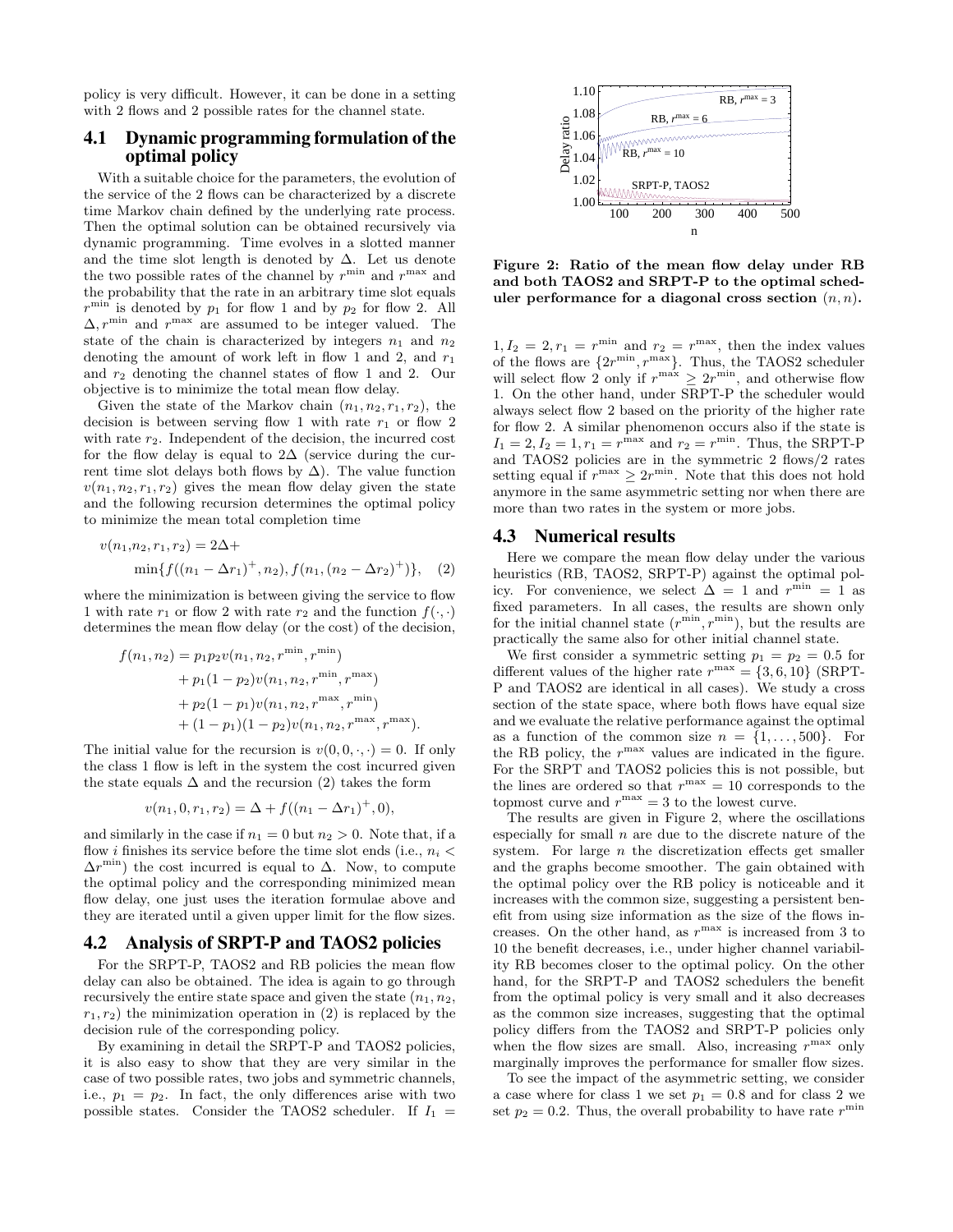policy is very difficult. However, it can be done in a setting with 2 flows and 2 possible rates for the channel state.

## 4.1 Dynamic programming formulation of the optimal policy

With a suitable choice for the parameters, the evolution of the service of the 2 flows can be characterized by a discrete time Markov chain defined by the underlying rate process. Then the optimal solution can be obtained recursively via dynamic programming. Time evolves in a slotted manner and the time slot length is denoted by $\Delta$. Let us denote the two possible rates of the channel by $r^{\min}$ and $r^{\max}$ and the probability that the rate in an arbitrary time slot equals $r^{\min}$ is denoted by $p_1$ for flow 1 and by $p_2$ for flow 2. All $\Delta, r^{\min}$ and $r^{\max}$ are assumed to be integer valued. The state of the chain is characterized by integers $n_1$ and $n_2$ denoting the amount of work left in flow 1 and 2, and $r_1$ and $r_2$ denoting the channel states of flow 1 and 2. Our objective is to minimize the total mean flow delay.

Given the state of the Markov chain $(n_1, n_2, r_1, r_2)$, the decision is between serving flow 1 with rate $r_1$ or flow 2 with rate $r_2$. Independent of the decision, the incurred cost for the flow delay is equal to $2\Delta$ (service during the current time slot delays both flows by $\Delta$). The value function $v(n_1, n_2, r_1, r_2)$ gives the mean flow delay given the state and the following recursion determines the optimal policy to minimize the mean total completion time

$$
\begin{aligned}
v(n_1,n_2, r_1, r_2) &= 2\Delta + \\
&\min\{f((n_1 - \Delta r_1)^+, n_2), f(n_1, (n_2 - \Delta r_2)^+)\}, \quad (2)
\end{aligned}
$$

where the minimization is between giving the service to flow 1 with rate $r_1$ or flow 2 with rate $r_2$ and the function $f(\cdot,\cdot)$ determines the mean flow delay (or the cost) of the decision,

$$
\begin{aligned}
f(n_1, n_2) = {} & p_1 p_2 v(n_1, n_2, r^{\min}, r^{\min}) \\
&+ p_1(1 - p_2) v(n_1, n_2, r^{\min}, r^{\max}) \\
&+ p_2(1 - p_1) v(n_1, n_2, r^{\max}, r^{\min}) \\
&+ (1 - p_1)(1 - p_2) v(n_1, n_2, r^{\max}, r^{\max}).
\end{aligned}
$$

The initial value for the recursion is $v(0, 0, \cdot, \cdot) = 0$. If only the class 1 flow is left in the system the cost incurred given the state equals $\Delta$ and the recursion (2) takes the form

$$
v(n_1, 0, r_1, r_2) = \Delta + f((n_1 - \Delta r_1)^+, 0),
$$

and similarly in the case if $n_1 = 0$ but $n_2 > 0$. Note that, if a flow $i$ finishes its service before the time slot ends (i.e., $n_i < \Delta r^{\min}$) the cost incurred is equal to $\Delta$. Now, to compute the optimal policy and the corresponding minimized mean flow delay, one just uses the iteration formulae above and they are iterated until a given upper limit for the flow sizes.

## 4.2 Analysis of SRPT-P and TAOS2 policies

For the SRPT-P, TAOS2 and RB policies the mean flow delay can also be obtained. The idea is again to go through recursively the entire state space and given the state $(n_1, n_2, r_1, r_2)$ the minimization operation in (2) is replaced by the decision rule of the corresponding policy.

By examining in detail the SRPT-P and TAOS2 policies, it is also easy to show that they are very similar in the case of two possible rates, two jobs and symmetric channels, i.e., $p_1 = p_2$. In fact, the only differences arise with two possible states. Consider the TAOS2 scheduler. If $I_1 = 1, I_2 = 2, r_1 = r^{\min}$ and $r_2 = r^{\max}$, then the index values of the flows are $\{2r^{\min}, r^{\max}\}$. Thus, the TAOS2 scheduler will select flow 2 only if $r^{\max} \geq 2r^{\min}$, and otherwise flow 1. On the other hand, under SRPT-P the scheduler would always select flow 2 based on the priority of the higher rate for flow 2. A similar phenomenon occurs also if the state is $I_1 = 2, I_2 = 1, r_1 = r^{\max}$ and $r_2 = r^{\min}$. Thus, the SRPT-P and TAOS2 policies are in the symmetric 2 flows/2 rates setting equal if $r^{\max} \geq 2r^{\min}$. Note that this does not hold anymore in the same asymmetric setting nor when there are more than two rates in the system or more jobs.

**Figure 2: Ratio of the mean flow delay under RB and both TAOS2 and SRPT-P to the optimal scheduler performance for a diagonal cross section $(n, n)$.**

## 4.3 Numerical results

Here we compare the mean flow delay under the various heuristics (RB, TAOS2, SRPT-P) against the optimal policy. For convenience, we select $\Delta = 1$ and $r^{\min} = 1$ as fixed parameters. In all cases, the results are shown only for the initial channel state $(r^{\min}, r^{\min})$, but the results are practically the same also for other initial channel state.

We first consider a symmetric setting $p_1 = p_2 = 0.5$ for different values of the higher rate $r^{\max} = \{3, 6, 10\}$ (SRPT-P and TAOS2 are identical in all cases). We study a cross section of the state space, where both flows have equal size and we evaluate the relative performance against the optimal as a function of the common size $n = \{1, \ldots, 500\}$. For the RB policy, the $r^{\max}$ values are indicated in the figure. For the SRPT and TAOS2 policies this is not possible, but the lines are ordered so that $r^{\max} = 10$ corresponds to the topmost curve and $r^{\max} = 3$ to the lowest curve.

The results are given in Figure 2, where the oscillations especially for small $n$ are due to the discrete nature of the system. For large $n$ the discretization effects get smaller and the graphs become smoother. The gain obtained with the optimal policy over the RB policy is noticeable and it increases with the common size, suggesting a persistent benefit from using size information as the size of the flows increases. On the other hand, as $r^{\max}$ is increased from 3 to 10 the benefit decreases, i.e., under higher channel variability RB becomes closer to the optimal policy. On the other hand, for the SRPT-P and TAOS2 schedulers the benefit from the optimal policy is very small and it also decreases as the common size increases, suggesting that the optimal policy differs from the TAOS2 and SRPT-P policies only when the flow sizes are small. Also, increasing $r^{\max}$ only marginally improves the performance for smaller flow sizes.

To see the impact of the asymmetric setting, we consider a case where for class 1 we set $p_1 = 0.8$ and for class 2 we set $p_2 = 0.2$. Thus, the overall probability to have rate $r^{\min}$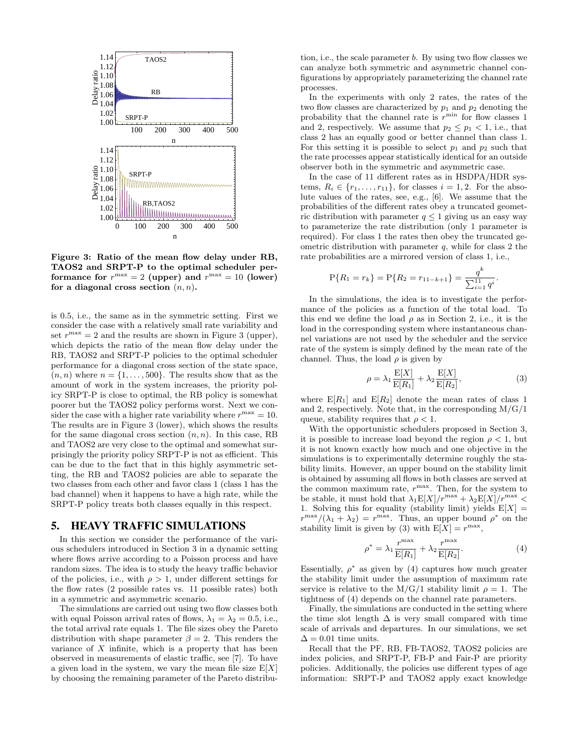Figure 3: Ratio of the mean flow delay under RB, TAOS2 and SRPT-P to the optimal scheduler performance for $r^{\max} = 2$ (upper) and $r^{\max} = 10$ (lower) for a diagonal cross section $(n, n)$.

is 0.5, i.e., the same as in the symmetric setting. First we consider the case with a relatively small rate variability and set $r^{\max} = 2$ and the results are shown in Figure 3 (upper), which depicts the ratio of the mean flow delay under the RB, TAOS2 and SRPT-P policies to the optimal scheduler performance for a diagonal cross section of the state space, $(n, n)$ where $n = \{1, \ldots, 500\}$. The results show that as the amount of work in the system increases, the priority policy SRPT-P is close to optimal, the RB policy is somewhat poorer but the TAOS2 policy performs worst. Next we consider the case with a higher rate variability where $r^{\max} = 10$. The results are in Figure 3 (lower), which shows the results for the same diagonal cross section $(n, n)$. In this case, RB and TAOS2 are very close to the optimal and somewhat surprisingly the priority policy SRPT-P is not as efficient. This can be due to the fact that in this highly asymmetric setting, the RB and TAOS2 policies are able to separate the two classes from each other and favor class 1 (class 1 has the bad channel) when it happens to have a high rate, while the SRPT-P policy treats both classes equally in this respect.

## 5. HEAVY TRAFFIC SIMULATIONS

In this section we consider the performance of the various schedulers introduced in Section 3 in a dynamic setting where flows arrive according to a Poisson process and have random sizes. The idea is to study the heavy traffic behavior of the policies, i.e., with $\rho > 1$, under different settings for the flow rates (2 possible rates vs. 11 possible rates) both in a symmetric and asymmetric scenario.

The simulations are carried out using two flow classes both with equal Poisson arrival rates of flows, $\lambda_1 = \lambda_2 = 0.5$, i.e., the total arrival rate equals 1. The file sizes obey the Pareto distribution with shape parameter $\beta = 2$. This renders the variance of $X$ infinite, which is a property that has been observed in measurements of elastic traffic, see [7]. To have a given load in the system, we vary the mean file size $\mathrm{E}[X]$ by choosing the remaining parameter of the Pareto distribution, i.e., the scale parameter $b$. By using two flow classes we can analyze both symmetric and asymmetric channel configurations by appropriately parameterizing the channel rate processes.

In the experiments with only 2 rates, the rates of the two flow classes are characterized by $p_1$ and $p_2$ denoting the probability that the channel rate is $r^{\min}$ for flow classes 1 and 2, respectively. We assume that $p_2 \leq p_1 < 1$, i.e., that class 2 has an equally good or better channel than class 1. For this setting it is possible to select $p_1$ and $p_2$ such that the rate processes appear statistically identical for an outside observer both in the symmetric and asymmetric case.

In the case of 11 different rates as in HSDPA/HDR systems, $R_i \in \{r_1, \ldots, r_{11}\}$, for classes $i = 1, 2$. For the absolute values of the rates, see, e.g., [6]. We assume that the probabilities of the different rates obey a truncated geometric distribution with parameter $q \leq 1$ giving us an easy way to parameterize the rate distribution (only 1 parameter is required). For class 1 the rates then obey the truncated geometric distribution with parameter $q$, while for class 2 the rate probabilities are a mirrored version of class 1, i.e.,

$$\mathrm{P}\{R_1 = r_k\} = \mathrm{P}\{R_2 = r_{11-k+1}\} = \frac{q^k}{\sum_{i=1}^{11} q^i}.$$

In the simulations, the idea is to investigate the performance of the policies as a function of the total load. To this end we define the load $\rho$ as in Section 2, i.e., it is the load in the corresponding system where instantaneous channel variations are not used by the scheduler and the service rate of the system is simply defined by the mean rate of the channel. Thus, the load $\rho$ is given by

$$\rho = \lambda_1 \frac{\mathrm{E}[X]}{\mathrm{E}[R_1]} + \lambda_2 \frac{\mathrm{E}[X]}{\mathrm{E}[R_2]}, \tag{3}$$

where $\mathrm{E}[R_1]$ and $\mathrm{E}[R_2]$ denote the mean rates of class 1 and 2, respectively. Note that, in the corresponding M/G/1 queue, stability requires that $\rho < 1$.

With the opportunistic schedulers proposed in Section 3, it is possible to increase load beyond the region $\rho < 1$, but it is not known exactly how much and one objective in the simulations is to experimentally determine roughly the stability limits. However, an upper bound on the stability limit is obtained by assuming all flows in both classes are served at the common maximum rate, $r^{\max}$. Then, for the system to be stable, it must hold that $\lambda_1 \mathrm{E}[X]/r^{\max} + \lambda_2 \mathrm{E}[X]/r^{\max} < 1$. Solving this for equality (stability limit) yields $\mathrm{E}[X] = r^{\max}/(\lambda_1 + \lambda_2) = r^{\max}$. Thus, an upper bound $\rho^*$ on the stability limit is given by (3) with $\mathrm{E}[X] = r^{\max}$,

$$\rho^* = \lambda_1 \frac{r^{\max}}{\mathrm{E}[R_1]} + \lambda_2 \frac{r^{\max}}{\mathrm{E}[R_2]}. \tag{4}$$

Essentially, $\rho^*$ as given by (4) captures how much greater the stability limit under the assumption of maximum rate service is relative to the M/G/1 stability limit $\rho = 1$. The tightness of (4) depends on the channel rate parameters.

Finally, the simulations are conducted in the setting where the time slot length $\Delta$ is very small compared with time scale of arrivals and departures. In our simulations, we set $\Delta = 0.01$ time units.

Recall that the PF, RB, FB-TAOS2, TAOS2 policies are index policies, and SRPT-P, FB-P and Fair-P are priority policies. Additionally, the policies use different types of age information: SRPT-P and TAOS2 apply exact knowledge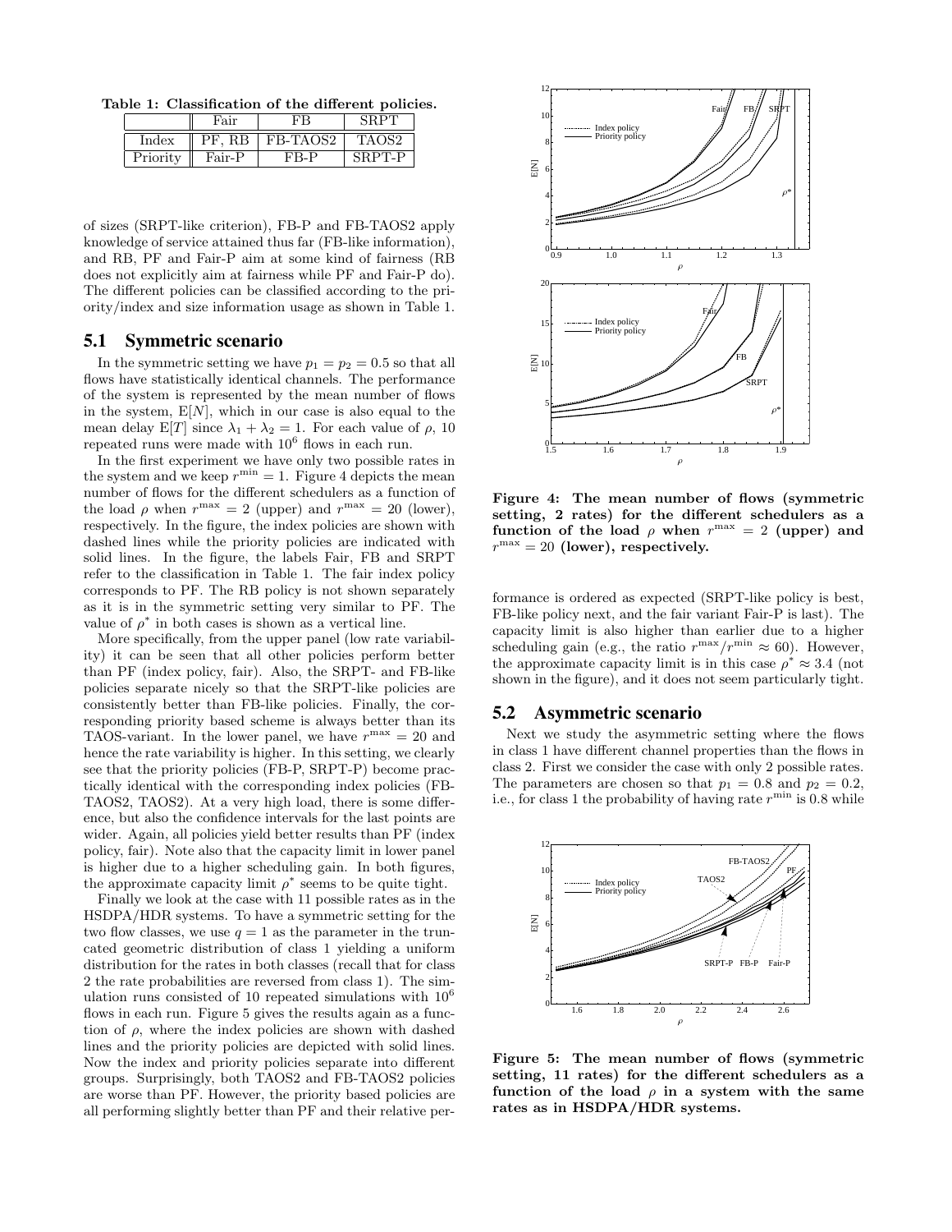**Table 1: Classification of the different policies.**

| | Fair | FB | SRPT |
|---|---|---|---|
| Index | PF, RB | FB-TAOS2 | TAOS2 |
| Priority | Fair-P | FB-P | SRPT-P |

of sizes (SRPT-like criterion), FB-P and FB-TAOS2 apply knowledge of service attained thus far (FB-like information), and RB, PF and Fair-P aim at some kind of fairness (RB does not explicitly aim at fairness while PF and Fair-P do). The different policies can be classified according to the priority/index and size information usage as shown in Table 1.

## 5.1 Symmetric scenario

In the symmetric setting we have $p_1 = p_2 = 0.5$ so that all flows have statistically identical channels. The performance of the system is represented by the mean number of flows in the system, $\mathrm{E}[N]$, which in our case is also equal to the mean delay $\mathrm{E}[T]$ since $\lambda_1 + \lambda_2 = 1$. For each value of $\rho$, 10 repeated runs were made with $10^6$ flows in each run.

In the first experiment we have only two possible rates in the system and we keep $r^{\min} = 1$. Figure 4 depicts the mean number of flows for the different schedulers as a function of the load $\rho$ when $r^{\max} = 2$ (upper) and $r^{\max} = 20$ (lower), respectively. In the figure, the index policies are shown with dashed lines while the priority policies are indicated with solid lines. In the figure, the labels Fair, FB and SRPT refer to the classification in Table 1. The fair index policy corresponds to PF. The RB policy is not shown separately as it is in the symmetric setting very similar to PF. The value of $\rho^*$ in both cases is shown as a vertical line.

More specifically, from the upper panel (low rate variability) it can be seen that all other policies perform better than PF (index policy, fair). Also, the SRPT- and FB-like policies separate nicely so that the SRPT-like policies are consistently better than FB-like policies. Finally, the corresponding priority based scheme is always better than its TAOS-variant. In the lower panel, we have $r^{\max} = 20$ and hence the rate variability is higher. In this setting, we clearly see that the priority policies (FB-P, SRPT-P) become practically identical with the corresponding index policies (FB-TAOS2, TAOS2). At a very high load, there is some difference, but also the confidence intervals for the last points are wider. Again, all policies yield better results than PF (index policy, fair). Note also that the capacity limit in lower panel is higher due to a higher scheduling gain. In both figures, the approximate capacity limit $\rho^*$ seems to be quite tight.

Finally we look at the case with 11 possible rates as in the HSDPA/HDR systems. To have a symmetric setting for the two flow classes, we use $q = 1$ as the parameter in the truncated geometric distribution of class 1 yielding a uniform distribution for the rates in both classes (recall that for class 2 the rate probabilities are reversed from class 1). The simulation runs consisted of 10 repeated simulations with $10^6$ flows in each run. Figure 5 gives the results again as a function of $\rho$, where the index policies are shown with dashed lines and the priority policies are depicted with solid lines. Now the index and priority policies separate into different groups. Surprisingly, both TAOS2 and FB-TAOS2 policies are worse than PF. However, the priority based policies are all performing slightly better than PF and their relative performance is ordered as expected (SRPT-like policy is best, FB-like policy next, and the fair variant Fair-P is last). The capacity limit is also higher than earlier due to a higher scheduling gain (e.g., the ratio $r^{\max}/r^{\min} \approx 60$). However, the approximate capacity limit is in this case $\rho^* \approx 3.4$ (not shown in the figure), and it does not seem particularly tight.

**Figure 4: The mean number of flows (symmetric setting, 2 rates) for the different schedulers as a function of the load $\rho$ when $r^{\max} = 2$ (upper) and $r^{\max} = 20$ (lower), respectively.**

**Figure 5: The mean number of flows (symmetric setting, 11 rates) for the different schedulers as a function of the load $\rho$ in a system with the same rates as in HSDPA/HDR systems.**

## 5.2 Asymmetric scenario

Next we study the asymmetric setting where the flows in class 1 have different channel properties than the flows in class 2. First we consider the case with only 2 possible rates. The parameters are chosen so that $p_1 = 0.8$ and $p_2 = 0.2$, i.e., for class 1 the probability of having rate $r^{\min}$ is 0.8 while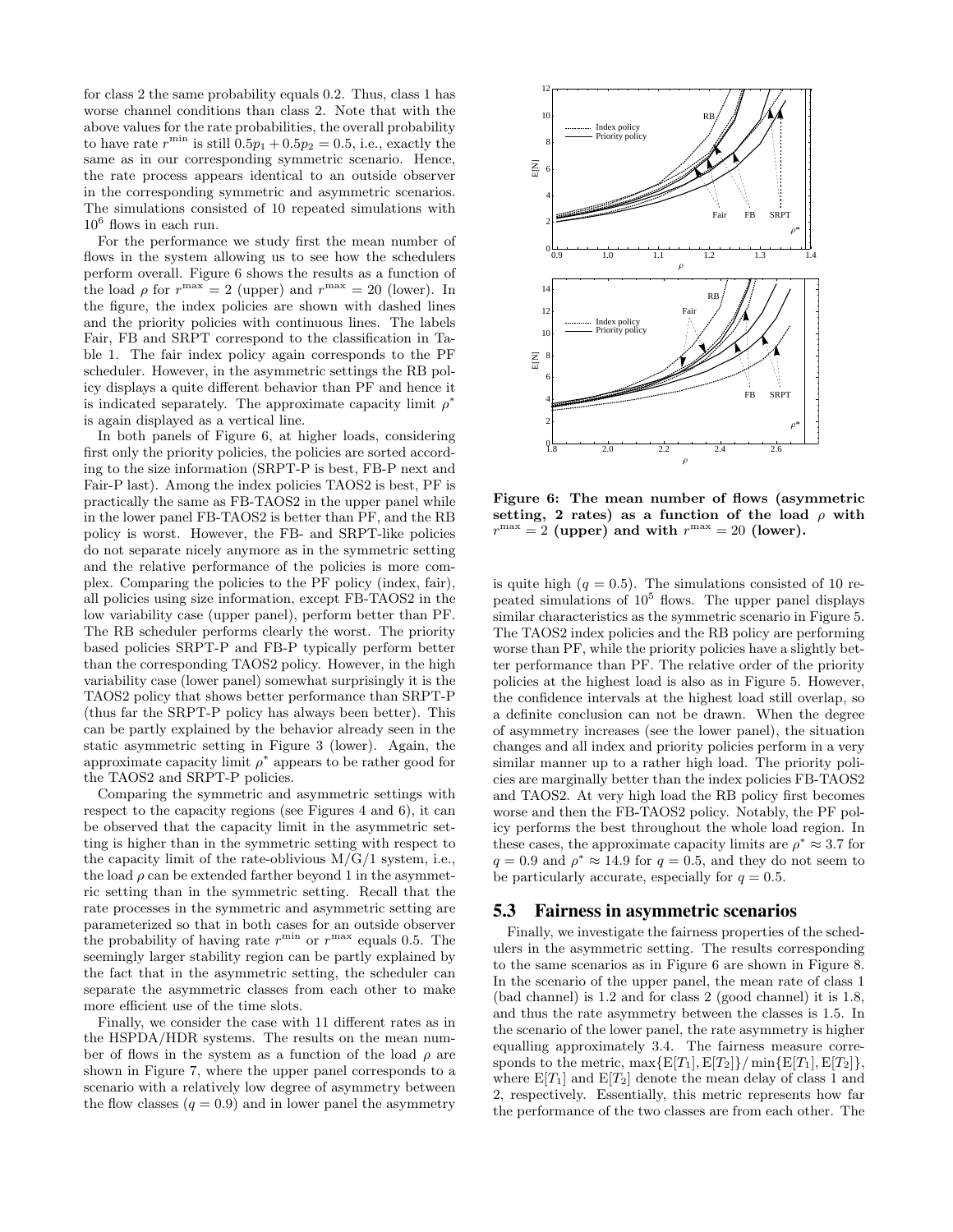for class 2 the same probability equals 0.2. Thus, class 1 has worse channel conditions than class 2. Note that with the above values for the rate probabilities, the overall probability to have rate $r^{\min}$ is still $0.5p_1 + 0.5p_2 = 0.5$, i.e., exactly the same as in our corresponding symmetric scenario. Hence, the rate process appears identical to an outside observer in the corresponding symmetric and asymmetric scenarios. The simulations consisted of 10 repeated simulations with $10^6$ flows in each run.

For the performance we study first the mean number of flows in the system allowing us to see how the schedulers perform overall. Figure 6 shows the results as a function of the load $\rho$ for $r^{\max} = 2$ (upper) and $r^{\max} = 20$ (lower). In the figure, the index policies are shown with dashed lines and the priority policies with continuous lines. The labels Fair, FB and SRPT correspond to the classification in Table 1. The fair index policy again corresponds to the PF scheduler. However, in the asymmetric settings the RB policy displays a quite different behavior than PF and hence it is indicated separately. The approximate capacity limit $\rho^*$ is again displayed as a vertical line.

In both panels of Figure 6, at higher loads, considering first only the priority policies, the policies are sorted according to the size information (SRPT-P is best, FB-P next and Fair-P last). Among the index policies TAOS2 is best, PF is practically the same as FB-TAOS2 in the upper panel while in the lower panel FB-TAOS2 is better than PF, and the RB policy is worst. However, the FB- and SRPT-like policies do not separate nicely anymore as in the symmetric setting and the relative performance of the policies is more complex. Comparing the policies to the PF policy (index, fair), all policies using size information, except FB-TAOS2 in the low variability case (upper panel), perform better than PF. The RB scheduler performs clearly the worst. The priority based policies SRPT-P and FB-P typically perform better than the corresponding TAOS2 policy. However, in the high variability case (lower panel) somewhat surprisingly it is the TAOS2 policy that shows better performance than SRPT-P (thus far the SRPT-P policy has always been better). This can be partly explained by the behavior already seen in the static asymmetric setting in Figure 3 (lower). Again, the approximate capacity limit $\rho^*$ appears to be rather good for the TAOS2 and SRPT-P policies.

Comparing the symmetric and asymmetric settings with respect to the capacity regions (see Figures 4 and 6), it can be observed that the capacity limit in the asymmetric setting is higher than in the symmetric setting with respect to the capacity limit of the rate-oblivious M/G/1 system, i.e., the load $\rho$ can be extended farther beyond 1 in the asymmetric setting than in the symmetric setting. Recall that the rate processes in the symmetric and asymmetric setting are parameterized so that in both cases for an outside observer the probability of having rate $r^{\min}$ or $r^{\max}$ equals 0.5. The seemingly larger stability region can be partly explained by the fact that in the asymmetric setting, the scheduler can separate the asymmetric classes from each other to make more efficient use of the time slots.

Finally, we consider the case with 11 different rates as in the HSPDA/HDR systems. The results on the mean number of flows in the system as a function of the load $\rho$ are shown in Figure 7, where the upper panel corresponds to a scenario with a relatively low degree of asymmetry between the flow classes ($q = 0.9$) and in lower panel the asymmetry is quite high ($q = 0.5$). The simulations consisted of 10 repeated simulations of $10^5$ flows. The upper panel displays similar characteristics as the symmetric scenario in Figure 5. The TAOS2 index policies and the RB policy are performing worse than PF, while the priority policies have a slightly better performance than PF. The relative order of the priority policies at the highest load is also as in Figure 5. However, the confidence intervals at the highest load still overlap, so a definite conclusion can not be drawn. When the degree of asymmetry increases (see the lower panel), the situation changes and all index and priority policies perform in a very similar manner up to a rather high load. The priority policies are marginally better than the index policies FB-TAOS2 and TAOS2. At very high load the RB policy first becomes worse and then the FB-TAOS2 policy. Notably, the PF policy performs the best throughout the whole load region. In these cases, the approximate capacity limits are $\rho^* \approx 3.7$ for $q = 0.9$ and $\rho^* \approx 14.9$ for $q = 0.5$, and they do not seem to be particularly accurate, especially for $q = 0.5$.

**Figure 6: The mean number of flows (asymmetric setting, 2 rates) as a function of the load $\rho$ with $r^{\max} = 2$ (upper) and with $r^{\max} = 20$ (lower).**

## 5.3 Fairness in asymmetric scenarios

Finally, we investigate the fairness properties of the schedulers in the asymmetric setting. The results corresponding to the same scenarios as in Figure 6 are shown in Figure 8. In the scenario of the upper panel, the mean rate of class 1 (bad channel) is 1.2 and for class 2 (good channel) it is 1.8, and thus the rate asymmetry between the classes is 1.5. In the scenario of the lower panel, the rate asymmetry is higher equalling approximately 3.4. The fairness measure corresponds to the metric, $\max\{E[T_1], E[T_2]\}/\min\{E[T_1], E[T_2]\}$, where $E[T_1]$ and $E[T_2]$ denote the mean delay of class 1 and 2, respectively. Essentially, this metric represents how far the performance of the two classes are from each other. The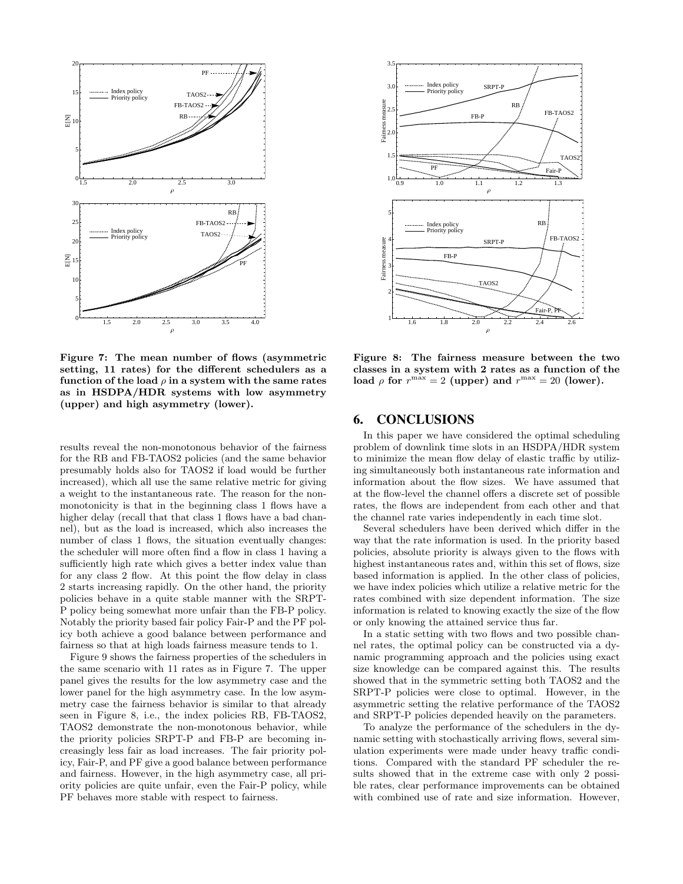**Figure 7: The mean number of flows (asymmetric setting, 11 rates) for the different schedulers as a function of the load $\rho$ in a system with the same rates as in HSDPA/HDR systems with low asymmetry (upper) and high asymmetry (lower).**

**Figure 8: The fairness measure between the two classes in a system with 2 rates as a function of the load $\rho$ for $r^{\max} = 2$ (upper) and $r^{\max} = 20$ (lower).**

results reveal the non-monotonous behavior of the fairness for the RB and FB-TAOS2 policies (and the same behavior presumably holds also for TAOS2 if load would be further increased), which all use the same relative metric for giving a weight to the instantaneous rate. The reason for the non-monotonicity is that in the beginning class 1 flows have a higher delay (recall that that class 1 flows have a bad channel), but as the load is increased, which also increases the number of class 1 flows, the situation eventually changes: the scheduler will more often find a flow in class 1 having a sufficiently high rate which gives a better index value than for any class 2 flow. At this point the flow delay in class 2 starts increasing rapidly. On the other hand, the priority policies behave in a quite stable manner with the SRPT-P policy being somewhat more unfair than the FB-P policy. Notably the priority based fair policy Fair-P and the PF policy both achieve a good balance between performance and fairness so that at high loads fairness measure tends to 1.

Figure 9 shows the fairness properties of the schedulers in the same scenario with 11 rates as in Figure 7. The upper panel gives the results for the low asymmetry case and the lower panel for the high asymmetry case. In the low asymmetry case the fairness behavior is similar to that already seen in Figure 8, i.e., the index policies RB, FB-TAOS2, TAOS2 demonstrate the non-monotonous behavior, while the priority policies SRPT-P and FB-P are becoming increasingly less fair as load increases. The fair priority policy, Fair-P, and PF give a good balance between performance and fairness. However, in the high asymmetry case, all priority policies are quite unfair, even the Fair-P policy, while PF behaves more stable with respect to fairness.

## 6. CONCLUSIONS

In this paper we have considered the optimal scheduling problem of downlink time slots in an HSDPA/HDR system to minimize the mean flow delay of elastic traffic by utilizing simultaneously both instantaneous rate information and information about the flow sizes. We have assumed that at the flow-level the channel offers a discrete set of possible rates, the flows are independent from each other and that the channel rate varies independently in each time slot.

Several schedulers have been derived which differ in the way that the rate information is used. In the priority based policies, absolute priority is always given to the flows with highest instantaneous rates and, within this set of flows, size based information is applied. In the other class of policies, we have index policies which utilize a relative metric for the rates combined with size dependent information. The size information is related to knowing exactly the size of the flow or only knowing the attained service thus far.

In a static setting with two flows and two possible channel rates, the optimal policy can be constructed via a dynamic programming approach and the policies using exact size knowledge can be compared against this. The results showed that in the symmetric setting both TAOS2 and the SRPT-P policies were close to optimal. However, in the asymmetric setting the relative performance of the TAOS2 and SRPT-P policies depended heavily on the parameters.

To analyze the performance of the schedulers in the dynamic setting with stochastically arriving flows, several simulation experiments were made under heavy traffic conditions. Compared with the standard PF scheduler the results showed that in the extreme case with only 2 possible rates, clear performance improvements can be obtained with combined use of rate and size information. However,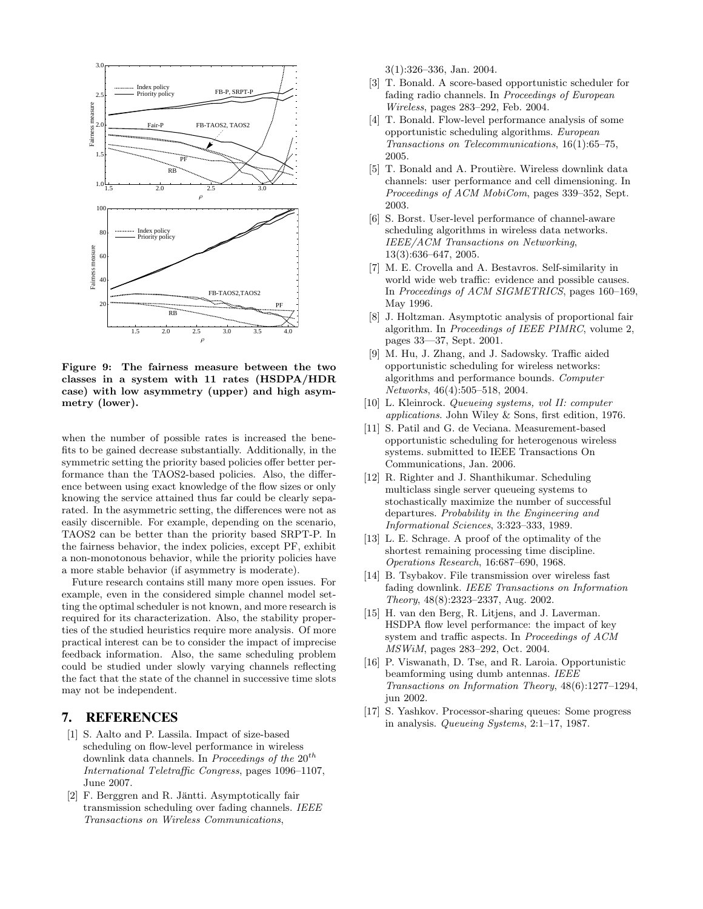3.0
2.5
2.0
1.5
1.0
1.5
2.0
2.5
3.0
Fairness measure
$\rho$
Index policy
Priority policy
FB-P, SRPT-P
Fair-P
FB-TAOS2, TAOS2
PF
RB

100
80
60
40
20
1.5
2.0
2.5
3.0
3.5
4.0
Fairness measure
$\rho$
Index policy
Priority policy
FB-TAOS2,TAOS2
PF
RB

**Figure 9: The fairness measure between the two classes in a system with 11 rates (HSDPA/HDR case) with low asymmetry (upper) and high asymmetry (lower).**

when the number of possible rates is increased the benefits to be gained decrease substantially. Additionally, in the symmetric setting the priority based policies offer better performance than the TAOS2-based policies. Also, the difference between using exact knowledge of the flow sizes or only knowing the service attained thus far could be clearly separated. In the asymmetric setting, the differences were not as easily discernible. For example, depending on the scenario, TAOS2 can be better than the priority based SRPT-P. In the fairness behavior, the index policies, except PF, exhibit a non-monotonous behavior, while the priority policies have a more stable behavior (if asymmetry is moderate).

Future research contains still many more open issues. For example, even in the considered simple channel model setting the optimal scheduler is not known, and more research is required for its characterization. Also, the stability properties of the studied heuristics require more analysis. Of more practical interest can be to consider the impact of imprecise feedback information. Also, the same scheduling problem could be studied under slowly varying channels reflecting the fact that the state of the channel in successive time slots may not be independent.

## 7. REFERENCES

[1] S. Aalto and P. Lassila. Impact of size-based scheduling on flow-level performance in wireless downlink data channels. In *Proceedings of the* $20^{th}$ *International Teletraffic Congress*, pages 1096–1107, June 2007.

[2] F. Berggren and R. Jäntti. Asymptotically fair transmission scheduling over fading channels. *IEEE Transactions on Wireless Communications*, 3(1):326–336, Jan. 2004.

[3] T. Bonald. A score-based opportunistic scheduler for fading radio channels. In *Proceedings of European Wireless*, pages 283–292, Feb. 2004.

[4] T. Bonald. Flow-level performance analysis of some opportunistic scheduling algorithms. *European Transactions on Telecommunications*, 16(1):65–75, 2005.

[5] T. Bonald and A. Proutière. Wireless downlink data channels: user performance and cell dimensioning. In *Proceedings of ACM MobiCom*, pages 339–352, Sept. 2003.

[6] S. Borst. User-level performance of channel-aware scheduling algorithms in wireless data networks. *IEEE/ACM Transactions on Networking*, 13(3):636–647, 2005.

[7] M. E. Crovella and A. Bestavros. Self-similarity in world wide web traffic: evidence and possible causes. In *Proceedings of ACM SIGMETRICS*, pages 160–169, May 1996.

[8] J. Holtzman. Asymptotic analysis of proportional fair algorithm. In *Proceedings of IEEE PIMRC*, volume 2, pages 33—37, Sept. 2001.

[9] M. Hu, J. Zhang, and J. Sadowsky. Traffic aided opportunistic scheduling for wireless networks: algorithms and performance bounds. *Computer Networks*, 46(4):505–518, 2004.

[10] L. Kleinrock. *Queueing systems, vol II: computer applications*. John Wiley & Sons, first edition, 1976.

[11] S. Patil and G. de Veciana. Measurement-based opportunistic scheduling for heterogenous wireless systems. submitted to IEEE Transactions On Communications, Jan. 2006.

[12] R. Righter and J. Shanthikumar. Scheduling multiclass single server queueing systems to stochastically maximize the number of successful departures. *Probability in the Engineering and Informational Sciences*, 3:323–333, 1989.

[13] L. E. Schrage. A proof of the optimality of the shortest remaining processing time discipline. *Operations Research*, 16:687–690, 1968.

[14] B. Tsybakov. File transmission over wireless fast fading downlink. *IEEE Transactions on Information Theory*, 48(8):2323–2337, Aug. 2002.

[15] H. van den Berg, R. Litjens, and J. Laverman. HSDPA flow level performance: the impact of key system and traffic aspects. In *Proceedings of ACM MSWiM*, pages 283–292, Oct. 2004.

[16] P. Viswanath, D. Tse, and R. Laroia. Opportunistic beamforming using dumb antennas. *IEEE Transactions on Information Theory*, 48(6):1277–1294, jun 2002.

[17] S. Yashkov. Processor-sharing queues: Some progress in analysis. *Queueing Systems*, 2:1–17, 1987.